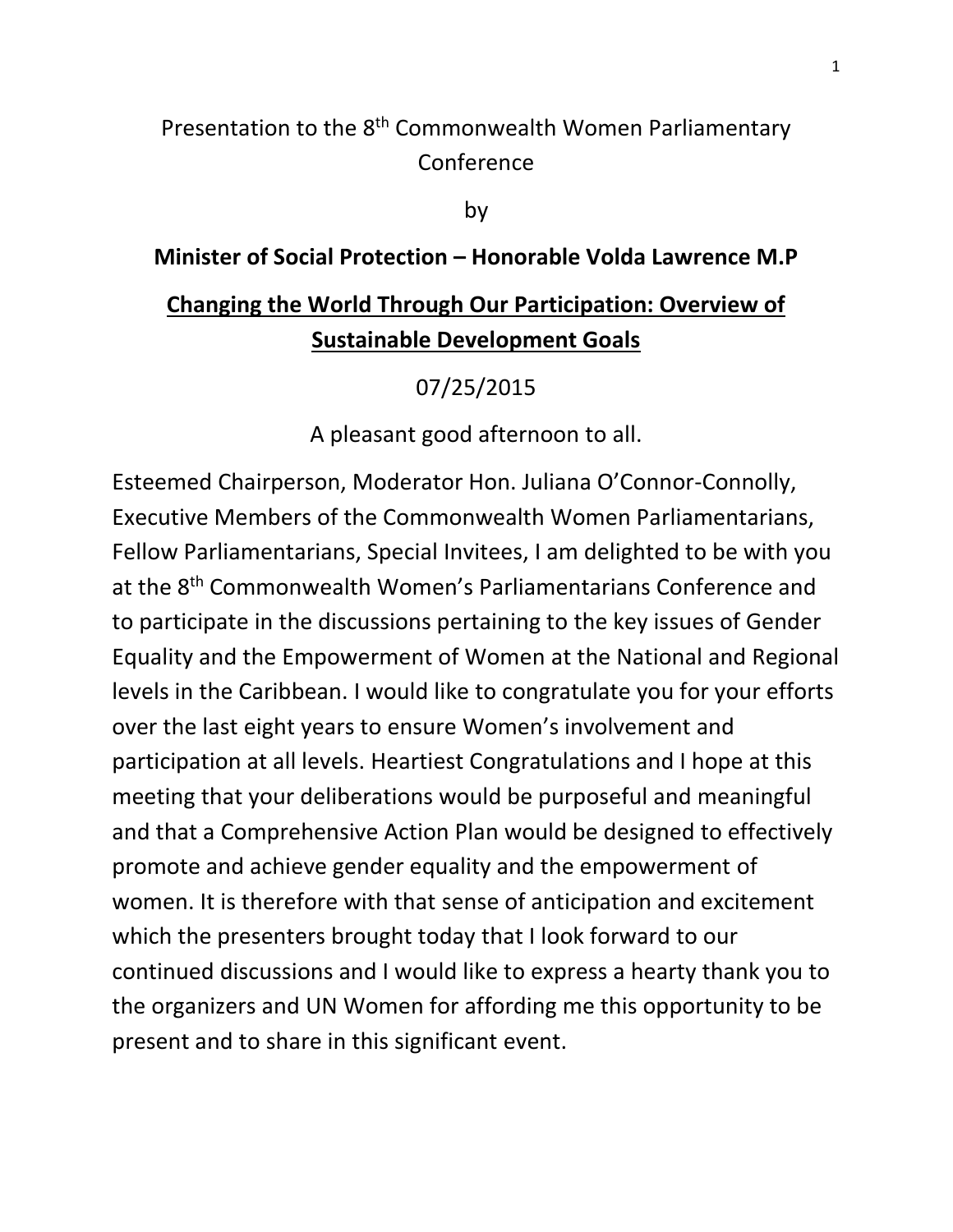Presentation to the 8th Commonwealth Women Parliamentary Conference

by

**Minister of Social Protection – Honorable Volda Lawrence M.P**

**<u>Changing the World Through Our Participation: Overview of Sustainable Development Goals</u>**

07/25/2015

A pleasant good afternoon to all.

Esteemed Chairperson, Moderator Hon. Juliana O'Connor-Connolly, Executive Members of the Commonwealth Women Parliamentarians, Fellow Parliamentarians, Special Invitees, I am delighted to be with you at the 8th Commonwealth Women's Parliamentarians Conference and to participate in the discussions pertaining to the key issues of Gender Equality and the Empowerment of Women at the National and Regional levels in the Caribbean. I would like to congratulate you for your efforts over the last eight years to ensure Women's involvement and participation at all levels. Heartiest Congratulations and I hope at this meeting that your deliberations would be purposeful and meaningful and that a Comprehensive Action Plan would be designed to effectively promote and achieve gender equality and the empowerment of women. It is therefore with that sense of anticipation and excitement which the presenters brought today that I look forward to our continued discussions and I would like to express a hearty thank you to the organizers and UN Women for affording me this opportunity to be present and to share in this significant event.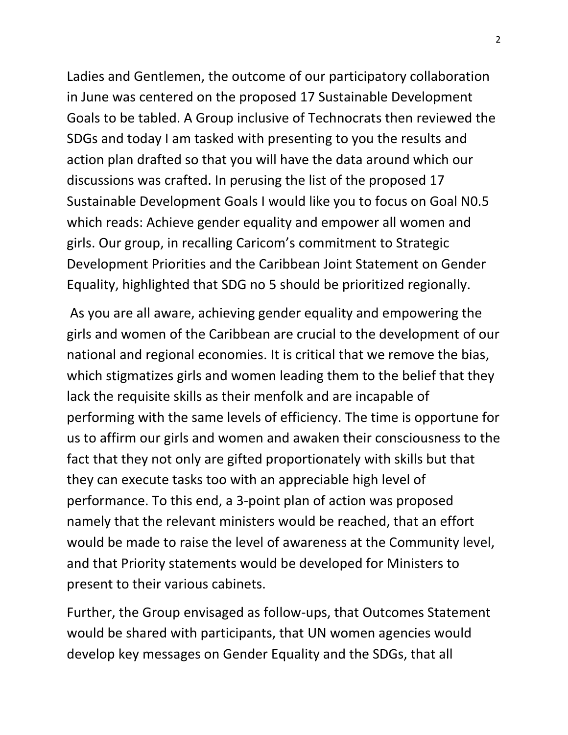Ladies and Gentlemen, the outcome of our participatory collaboration in June was centered on the proposed 17 Sustainable Development Goals to be tabled. A Group inclusive of Technocrats then reviewed the SDGs and today I am tasked with presenting to you the results and action plan drafted so that you will have the data around which our discussions was crafted. In perusing the list of the proposed 17 Sustainable Development Goals I would like you to focus on Goal N0.5 which reads: Achieve gender equality and empower all women and girls. Our group, in recalling Caricom's commitment to Strategic Development Priorities and the Caribbean Joint Statement on Gender Equality, highlighted that SDG no 5 should be prioritized regionally.

As you are all aware, achieving gender equality and empowering the girls and women of the Caribbean are crucial to the development of our national and regional economies. It is critical that we remove the bias, which stigmatizes girls and women leading them to the belief that they lack the requisite skills as their menfolk and are incapable of performing with the same levels of efficiency. The time is opportune for us to affirm our girls and women and awaken their consciousness to the fact that they not only are gifted proportionately with skills but that they can execute tasks too with an appreciable high level of performance. To this end, a 3-point plan of action was proposed namely that the relevant ministers would be reached, that an effort would be made to raise the level of awareness at the Community level, and that Priority statements would be developed for Ministers to present to their various cabinets.

Further, the Group envisaged as follow-ups, that Outcomes Statement would be shared with participants, that UN women agencies would develop key messages on Gender Equality and the SDGs, that all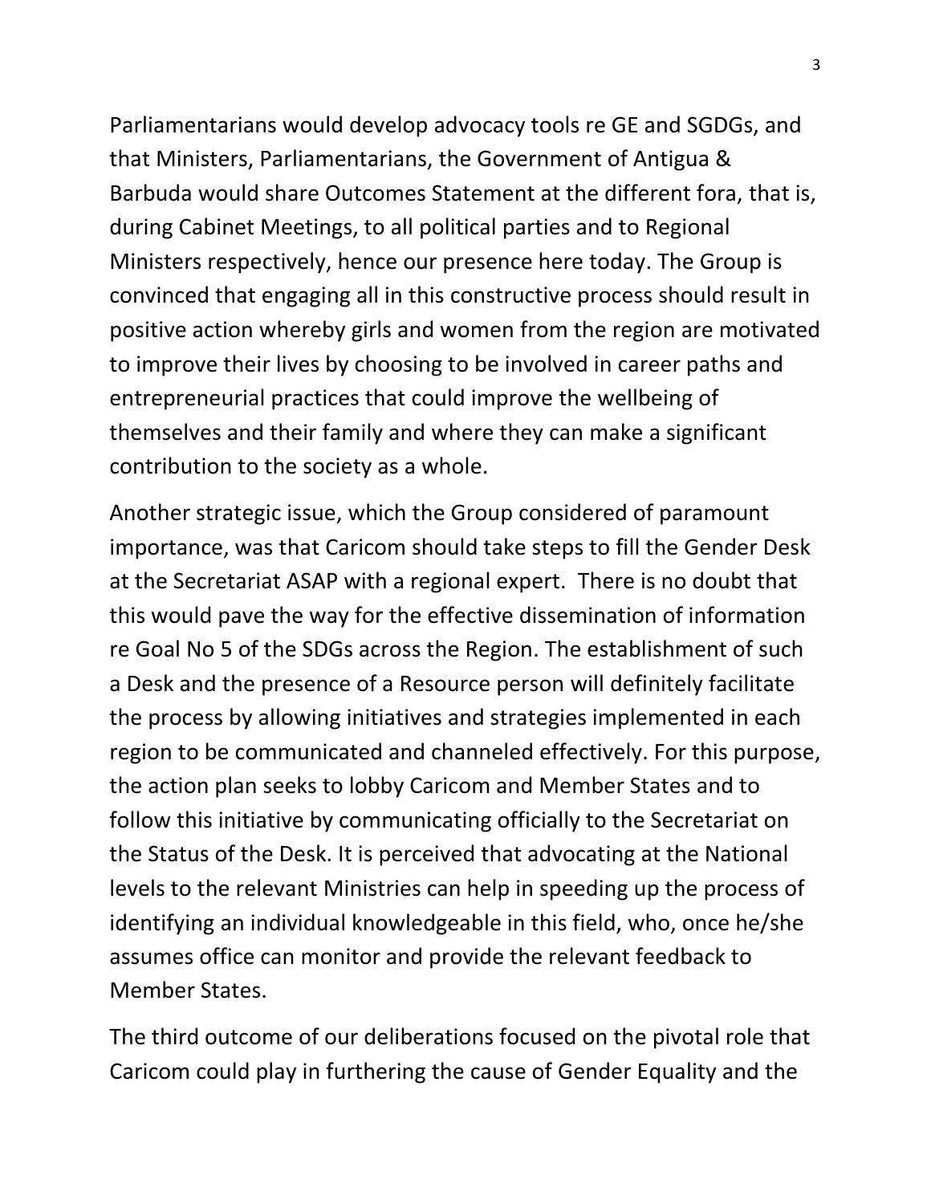Parliamentarians would develop advocacy tools re GE and SGDGs, and that Ministers, Parliamentarians, the Government of Antigua & Barbuda would share Outcomes Statement at the different fora, that is, during Cabinet Meetings, to all political parties and to Regional Ministers respectively, hence our presence here today. The Group is convinced that engaging all in this constructive process should result in positive action whereby girls and women from the region are motivated to improve their lives by choosing to be involved in career paths and entrepreneurial practices that could improve the wellbeing of themselves and their family and where they can make a significant contribution to the society as a whole.

Another strategic issue, which the Group considered of paramount importance, was that Caricom should take steps to fill the Gender Desk at the Secretariat ASAP with a regional expert. There is no doubt that this would pave the way for the effective dissemination of information re Goal No 5 of the SDGs across the Region. The establishment of such a Desk and the presence of a Resource person will definitely facilitate the process by allowing initiatives and strategies implemented in each region to be communicated and channeled effectively. For this purpose, the action plan seeks to lobby Caricom and Member States and to follow this initiative by communicating officially to the Secretariat on the Status of the Desk. It is perceived that advocating at the National levels to the relevant Ministries can help in speeding up the process of identifying an individual knowledgeable in this field, who, once he/she assumes office can monitor and provide the relevant feedback to Member States.

The third outcome of our deliberations focused on the pivotal role that Caricom could play in furthering the cause of Gender Equality and the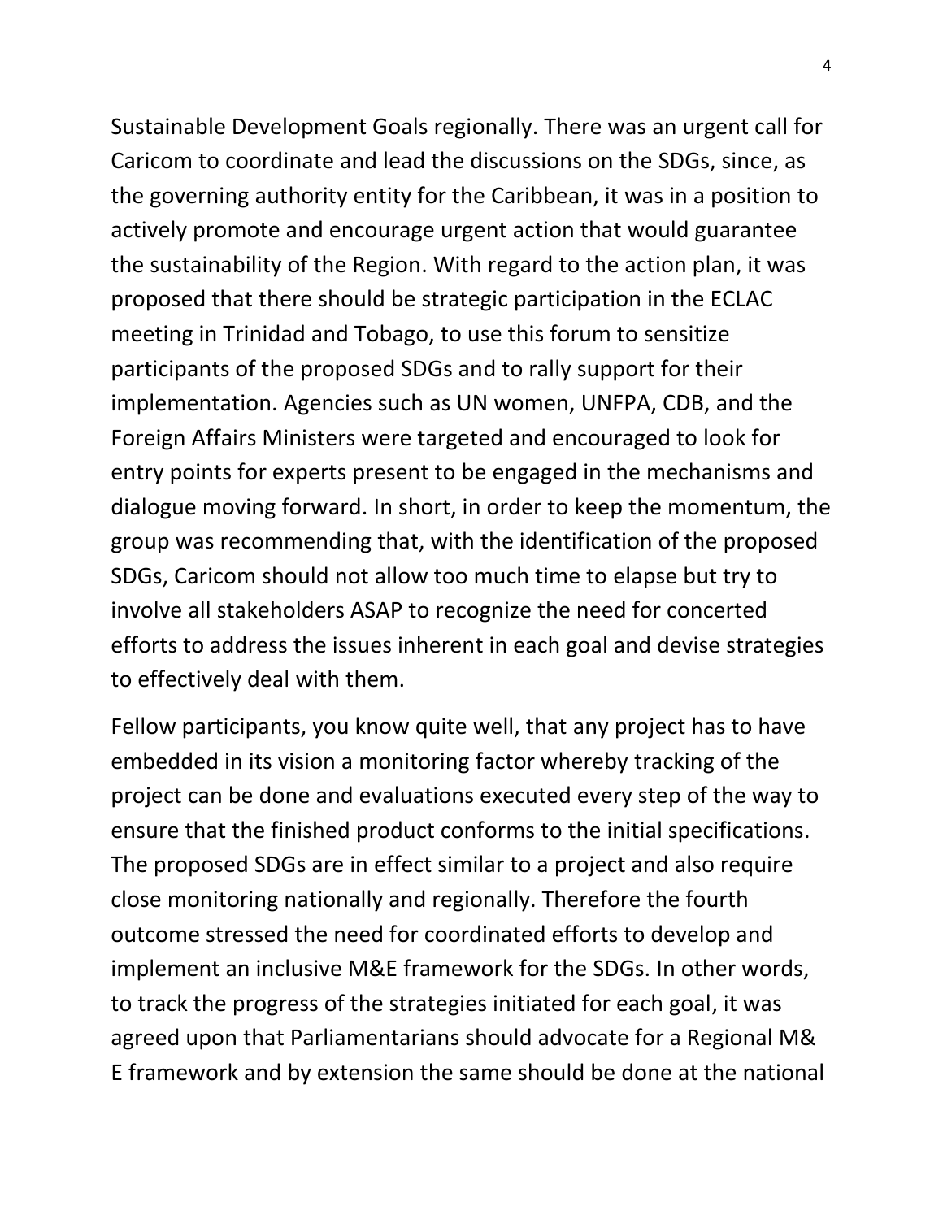Sustainable Development Goals regionally. There was an urgent call for Caricom to coordinate and lead the discussions on the SDGs, since, as the governing authority entity for the Caribbean, it was in a position to actively promote and encourage urgent action that would guarantee the sustainability of the Region. With regard to the action plan, it was proposed that there should be strategic participation in the ECLAC meeting in Trinidad and Tobago, to use this forum to sensitize participants of the proposed SDGs and to rally support for their implementation. Agencies such as UN women, UNFPA, CDB, and the Foreign Affairs Ministers were targeted and encouraged to look for entry points for experts present to be engaged in the mechanisms and dialogue moving forward. In short, in order to keep the momentum, the group was recommending that, with the identification of the proposed SDGs, Caricom should not allow too much time to elapse but try to involve all stakeholders ASAP to recognize the need for concerted efforts to address the issues inherent in each goal and devise strategies to effectively deal with them.

Fellow participants, you know quite well, that any project has to have embedded in its vision a monitoring factor whereby tracking of the project can be done and evaluations executed every step of the way to ensure that the finished product conforms to the initial specifications. The proposed SDGs are in effect similar to a project and also require close monitoring nationally and regionally. Therefore the fourth outcome stressed the need for coordinated efforts to develop and implement an inclusive M&E framework for the SDGs. In other words, to track the progress of the strategies initiated for each goal, it was agreed upon that Parliamentarians should advocate for a Regional M& E framework and by extension the same should be done at the national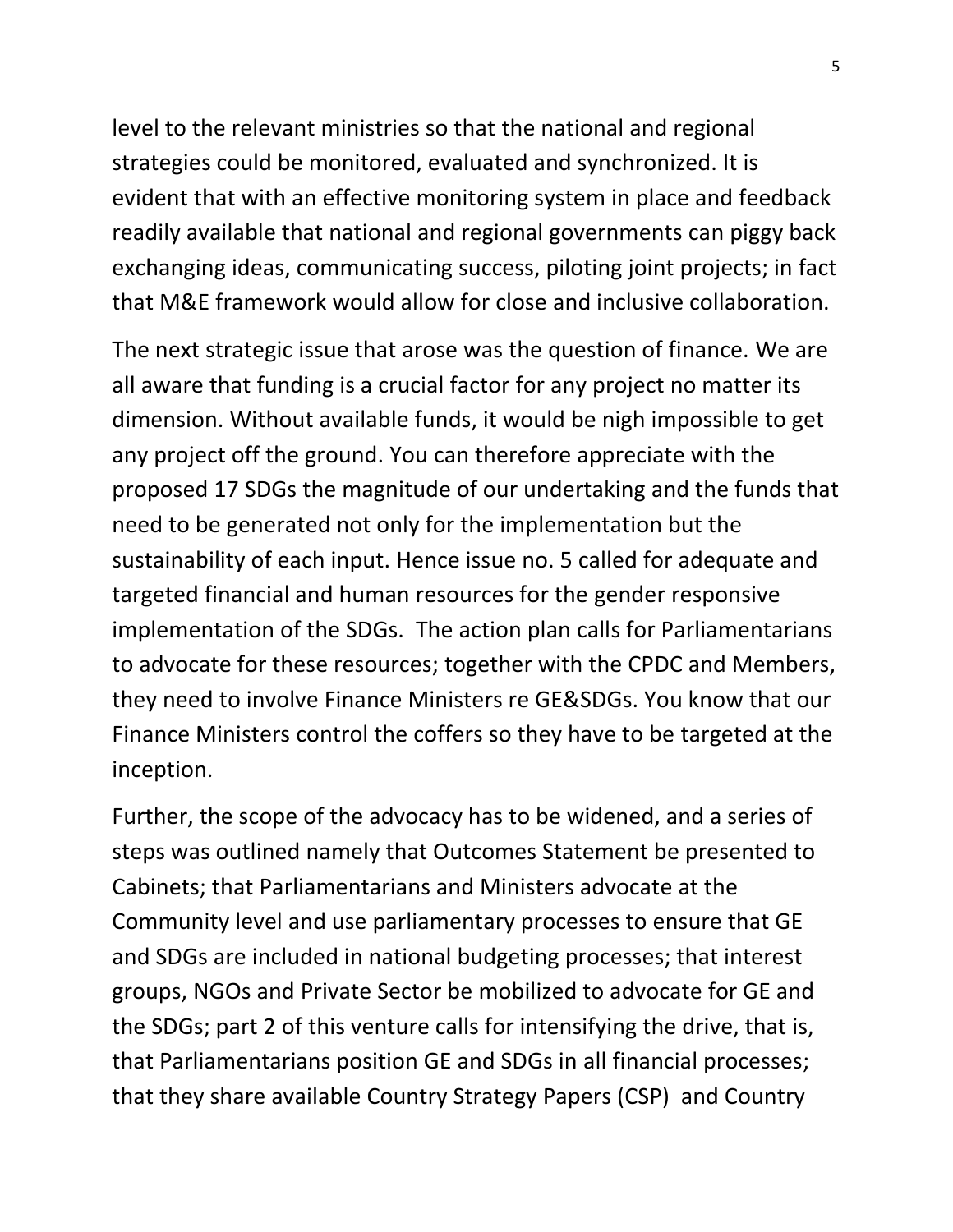level to the relevant ministries so that the national and regional strategies could be monitored, evaluated and synchronized. It is evident that with an effective monitoring system in place and feedback readily available that national and regional governments can piggy back exchanging ideas, communicating success, piloting joint projects; in fact that M&E framework would allow for close and inclusive collaboration.

The next strategic issue that arose was the question of finance. We are all aware that funding is a crucial factor for any project no matter its dimension. Without available funds, it would be nigh impossible to get any project off the ground. You can therefore appreciate with the proposed 17 SDGs the magnitude of our undertaking and the funds that need to be generated not only for the implementation but the sustainability of each input. Hence issue no. 5 called for adequate and targeted financial and human resources for the gender responsive implementation of the SDGs. The action plan calls for Parliamentarians to advocate for these resources; together with the CPDC and Members, they need to involve Finance Ministers re GE&SDGs. You know that our Finance Ministers control the coffers so they have to be targeted at the inception.

Further, the scope of the advocacy has to be widened, and a series of steps was outlined namely that Outcomes Statement be presented to Cabinets; that Parliamentarians and Ministers advocate at the Community level and use parliamentary processes to ensure that GE and SDGs are included in national budgeting processes; that interest groups, NGOs and Private Sector be mobilized to advocate for GE and the SDGs; part 2 of this venture calls for intensifying the drive, that is, that Parliamentarians position GE and SDGs in all financial processes; that they share available Country Strategy Papers (CSP) and Country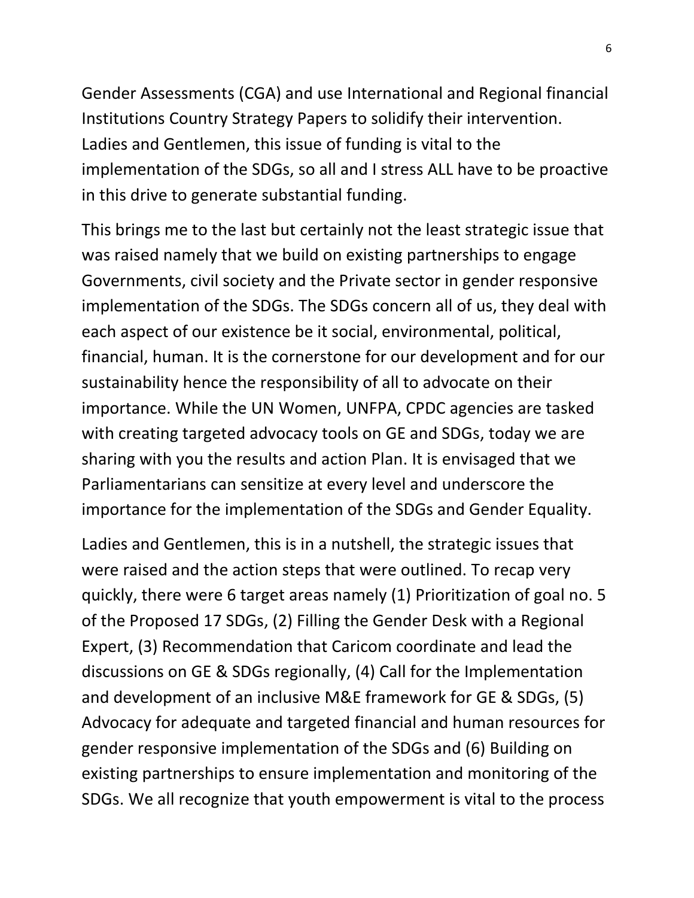Gender Assessments (CGA) and use International and Regional financial Institutions Country Strategy Papers to solidify their intervention. Ladies and Gentlemen, this issue of funding is vital to the implementation of the SDGs, so all and I stress ALL have to be proactive in this drive to generate substantial funding.

This brings me to the last but certainly not the least strategic issue that was raised namely that we build on existing partnerships to engage Governments, civil society and the Private sector in gender responsive implementation of the SDGs. The SDGs concern all of us, they deal with each aspect of our existence be it social, environmental, political, financial, human. It is the cornerstone for our development and for our sustainability hence the responsibility of all to advocate on their importance. While the UN Women, UNFPA, CPDC agencies are tasked with creating targeted advocacy tools on GE and SDGs, today we are sharing with you the results and action Plan. It is envisaged that we Parliamentarians can sensitize at every level and underscore the importance for the implementation of the SDGs and Gender Equality.

Ladies and Gentlemen, this is in a nutshell, the strategic issues that were raised and the action steps that were outlined. To recap very quickly, there were 6 target areas namely (1) Prioritization of goal no. 5 of the Proposed 17 SDGs, (2) Filling the Gender Desk with a Regional Expert, (3) Recommendation that Caricom coordinate and lead the discussions on GE & SDGs regionally, (4) Call for the Implementation and development of an inclusive M&E framework for GE & SDGs, (5) Advocacy for adequate and targeted financial and human resources for gender responsive implementation of the SDGs and (6) Building on existing partnerships to ensure implementation and monitoring of the SDGs. We all recognize that youth empowerment is vital to the process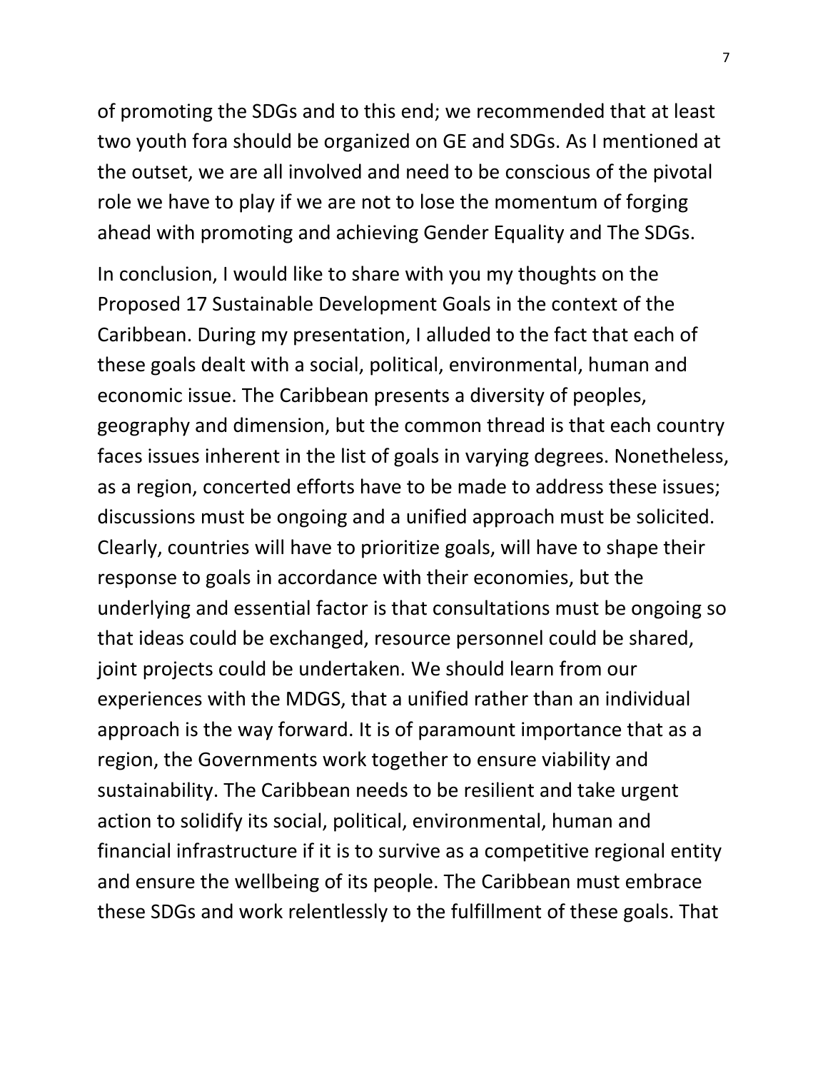of promoting the SDGs and to this end; we recommended that at least two youth fora should be organized on GE and SDGs. As I mentioned at the outset, we are all involved and need to be conscious of the pivotal role we have to play if we are not to lose the momentum of forging ahead with promoting and achieving Gender Equality and The SDGs.

In conclusion, I would like to share with you my thoughts on the Proposed 17 Sustainable Development Goals in the context of the Caribbean. During my presentation, I alluded to the fact that each of these goals dealt with a social, political, environmental, human and economic issue. The Caribbean presents a diversity of peoples, geography and dimension, but the common thread is that each country faces issues inherent in the list of goals in varying degrees. Nonetheless, as a region, concerted efforts have to be made to address these issues; discussions must be ongoing and a unified approach must be solicited. Clearly, countries will have to prioritize goals, will have to shape their response to goals in accordance with their economies, but the underlying and essential factor is that consultations must be ongoing so that ideas could be exchanged, resource personnel could be shared, joint projects could be undertaken. We should learn from our experiences with the MDGS, that a unified rather than an individual approach is the way forward. It is of paramount importance that as a region, the Governments work together to ensure viability and sustainability. The Caribbean needs to be resilient and take urgent action to solidify its social, political, environmental, human and financial infrastructure if it is to survive as a competitive regional entity and ensure the wellbeing of its people. The Caribbean must embrace these SDGs and work relentlessly to the fulfillment of these goals. That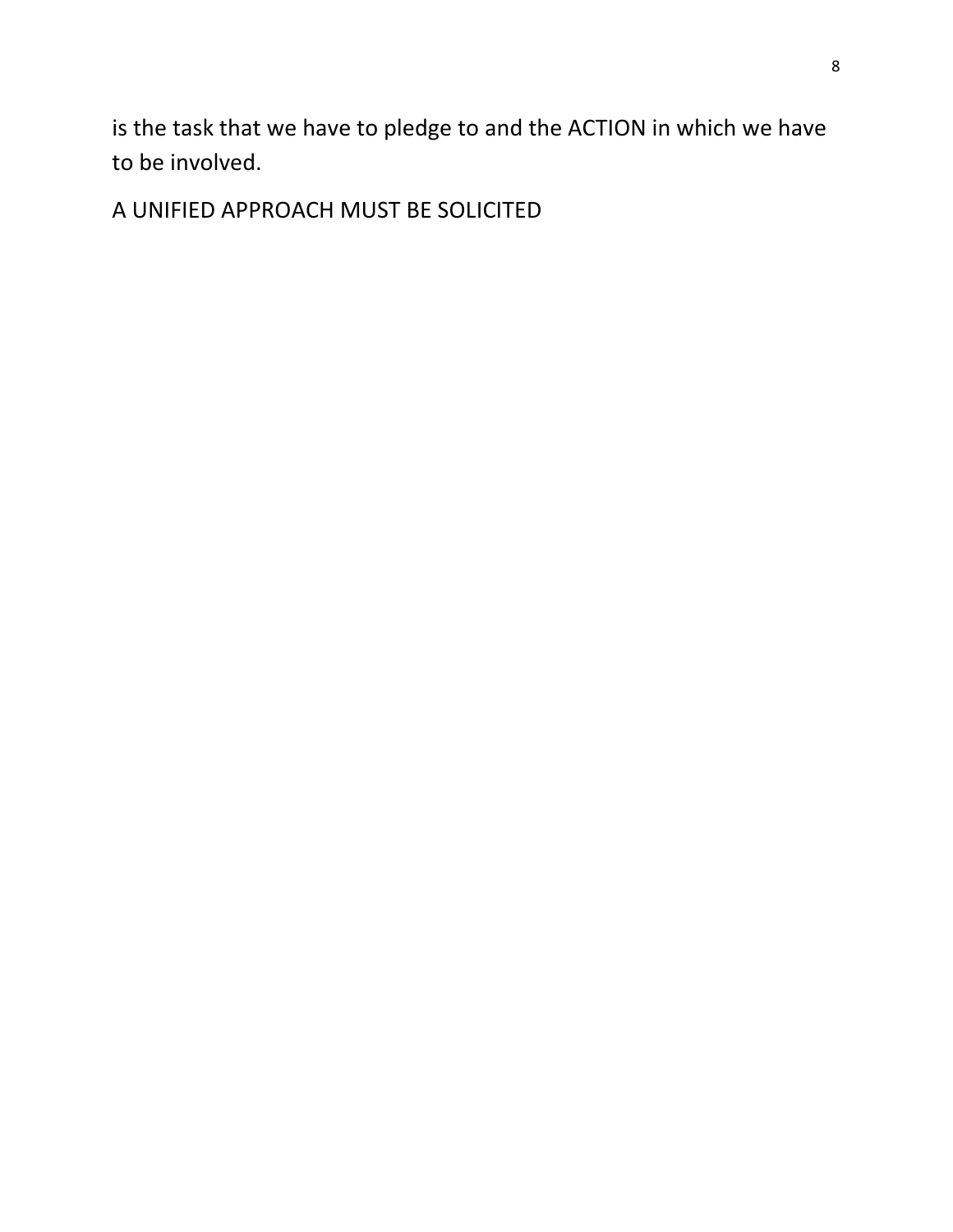is the task that we have to pledge to and the ACTION in which we have to be involved.

A UNIFIED APPROACH MUST BE SOLICITED